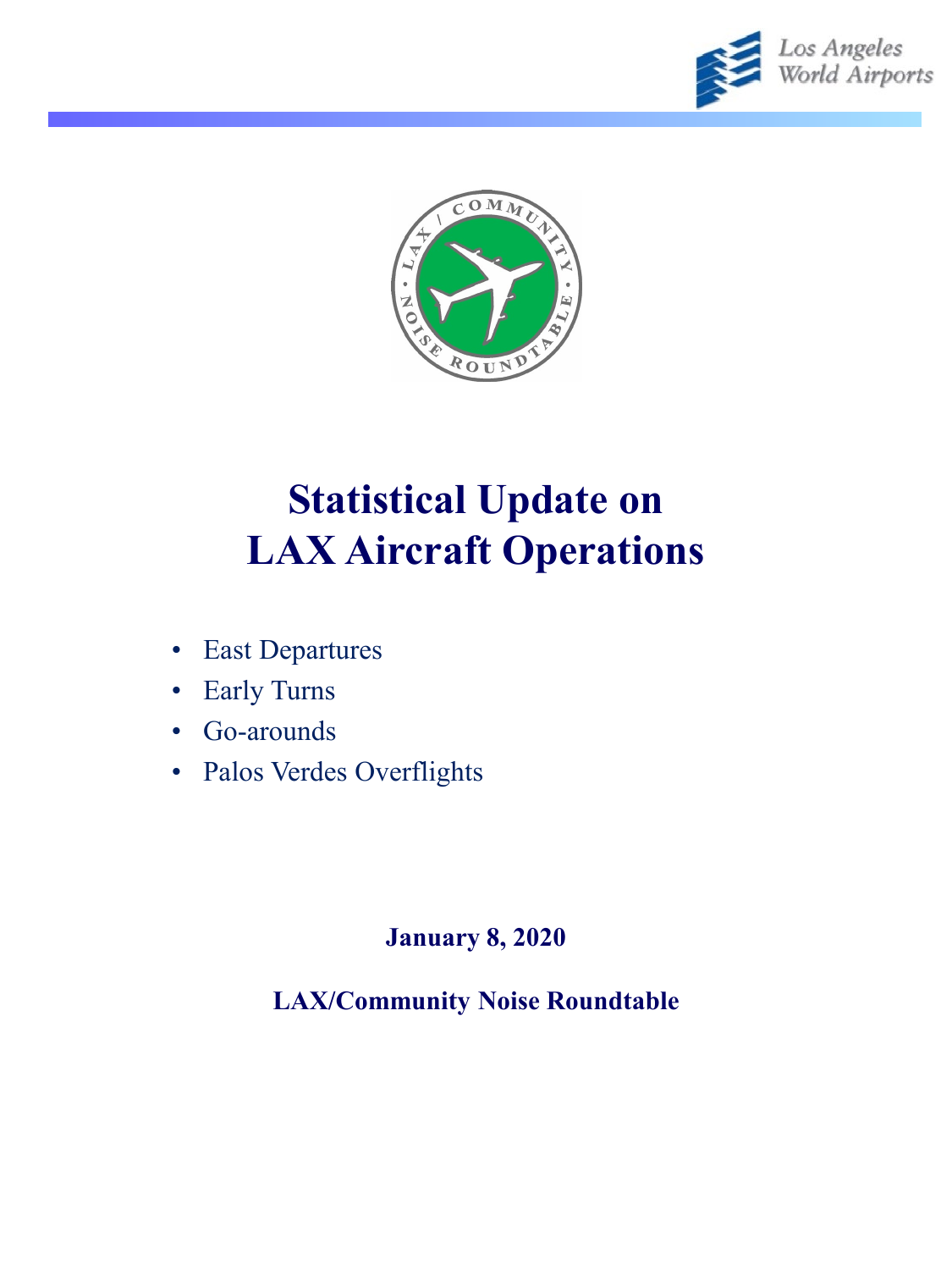Los Angeles World Airports

# Statistical Update on LAX Aircraft Operations

- East Departures
- Early Turns
- Go-arounds
- Palos Verdes Overflights

**January 8, 2020**

**LAX/Community Noise Roundtable**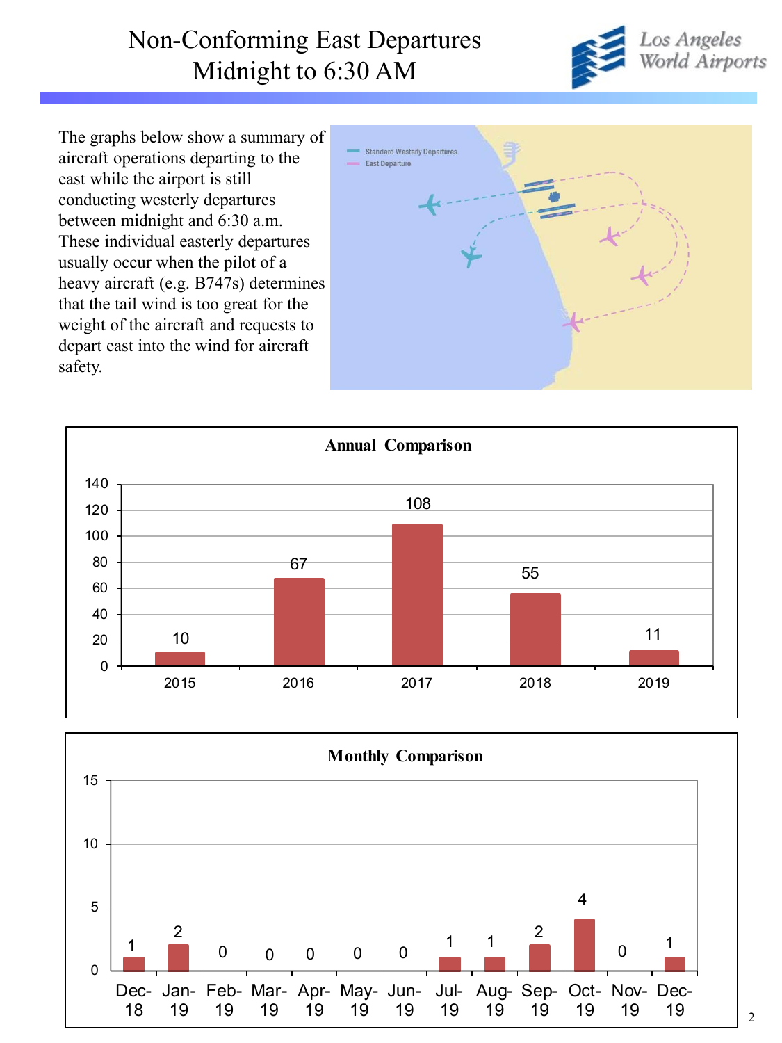# Non-Conforming East Departures Midnight to 6:30 AM

Los Angeles World Airports

The graphs below show a summary of aircraft operations departing to the east while the airport is still conducting westerly departures between midnight and 6:30 a.m. These individual easterly departures usually occur when the pilot of a heavy aircraft (e.g. B747s) determines that the tail wind is too great for the weight of the aircraft and requests to depart east into the wind for aircraft safety.

Standard Westerly Departures

East Departure

**Annual Comparison**

| Year | Departures |
|---|---|
| 2015 | 10 |
| 2016 | 67 |
| 2017 | 108 |
| 2018 | 55 |
| 2019 | 11 |

**Monthly Comparison**

| Month | Departures |
|---|---|
| Dec-18 | 1 |
| Jan-19 | 2 |
| Feb-19 | 0 |
| Mar-19 | 0 |
| Apr-19 | 0 |
| May-19 | 0 |
| Jun-19 | 0 |
| Jul-19 | 1 |
| Aug-19 | 1 |
| Sep-19 | 2 |
| Oct-19 | 4 |
| Nov-19 | 0 |
| Dec-19 | 1 |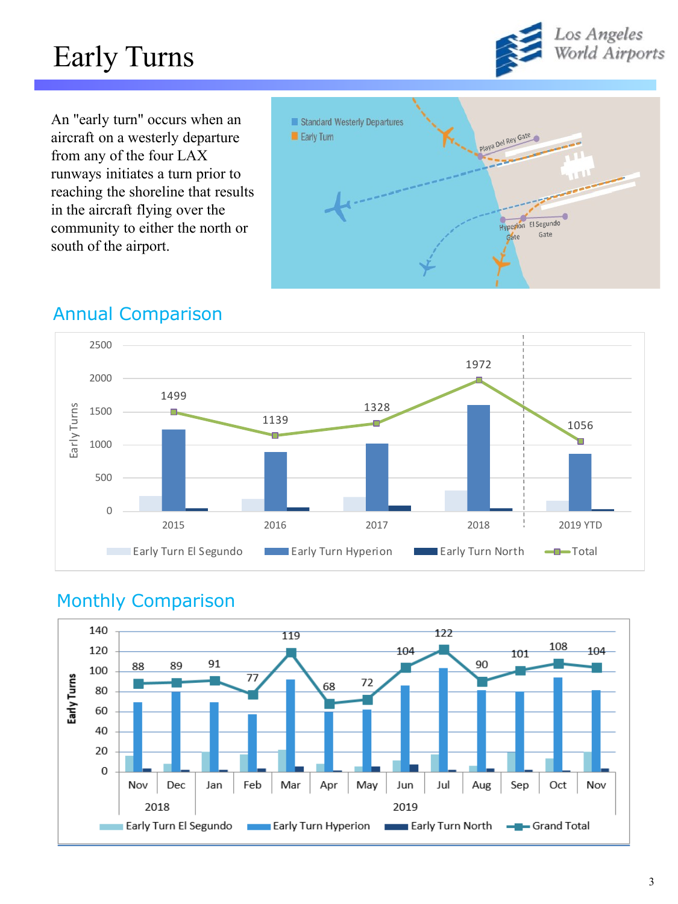# Early Turns

An "early turn" occurs when an aircraft on a westerly departure from any of the four LAX runways initiates a turn prior to reaching the shoreline that results in the aircraft flying over the community to either the north or south of the airport.

## Annual Comparison

| Year | Total |
|---|---|
| 2015 | 1499 |
| 2016 | 1139 |
| 2017 | 1328 |
| 2018 | 1972 |
| 2019 YTD | 1056 |

Early Turn El Segundo, Early Turn Hyperion, Early Turn North, Total

## Monthly Comparison

| Month | Grand Total |
|---|---|
| Nov 2018 | 88 |
| Dec 2018 | 89 |
| Jan 2019 | 91 |
| Feb 2019 | 77 |
| Mar 2019 | 119 |
| Apr 2019 | 68 |
| May 2019 | 72 |
| Jun 2019 | 104 |
| Jul 2019 | 122 |
| Aug 2019 | 90 |
| Sep 2019 | 101 |
| Oct 2019 | 108 |
| Nov 2019 | 104 |

Early Turn El Segundo, Early Turn Hyperion, Early Turn North, Grand Total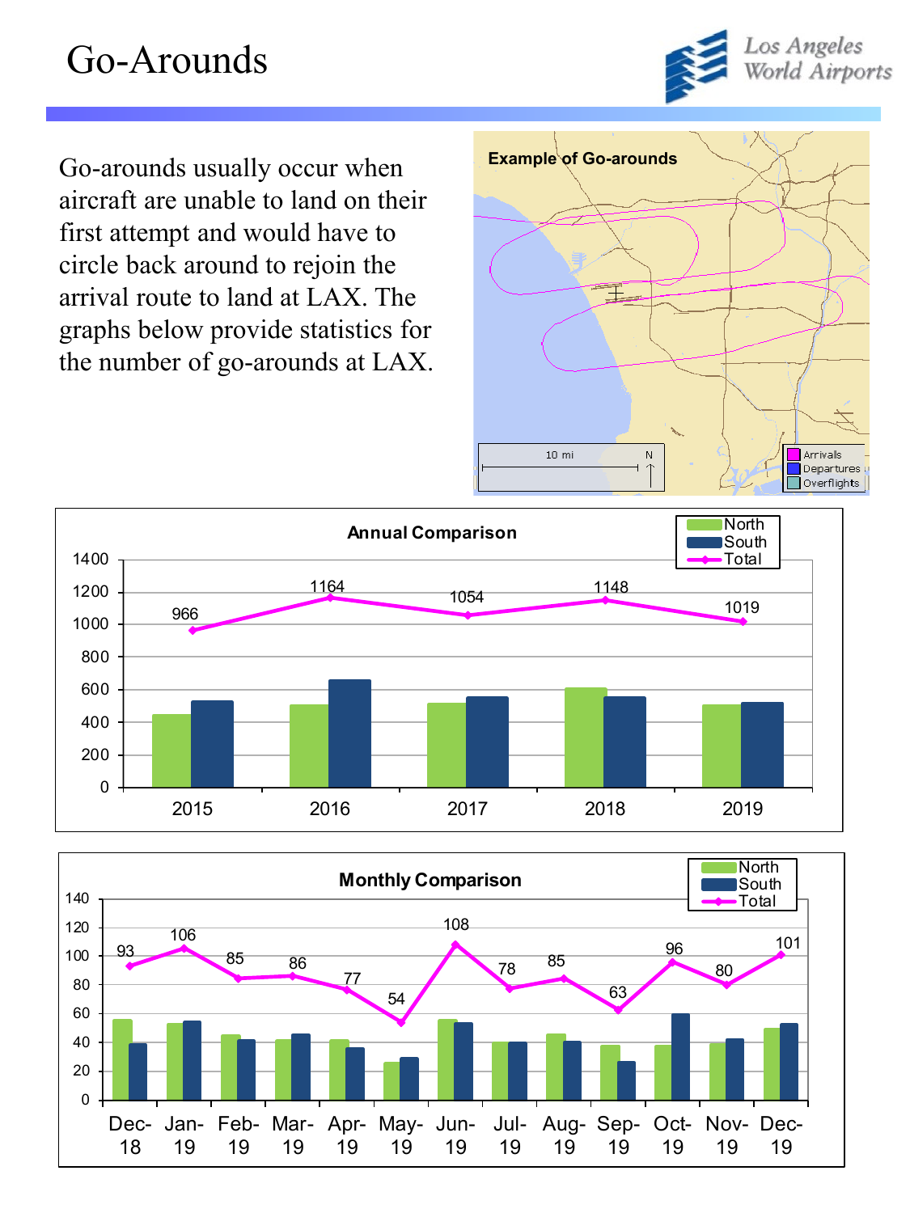# Go-Arounds

Go-arounds usually occur when aircraft are unable to land on their first attempt and would have to circle back around to rejoin the arrival route to land at LAX. The graphs below provide statistics for the number of go-arounds at LAX.

**Example of Go-arounds**

Arrivals
Departures
Overflights

**Annual Comparison**

| Year | Total |
|---|---|
| 2015 | 966 |
| 2016 | 1164 |
| 2017 | 1054 |
| 2018 | 1148 |
| 2019 | 1019 |

**Monthly Comparison**

| Month | Total |
|---|---|
| Dec-18 | 93 |
| Jan-19 | 106 |
| Feb-19 | 85 |
| Mar-19 | 86 |
| Apr-19 | 77 |
| May-19 | 54 |
| Jun-19 | 108 |
| Jul-19 | 78 |
| Aug-19 | 85 |
| Sep-19 | 63 |
| Oct-19 | 96 |
| Nov-19 | 80 |
| Dec-19 | 101 |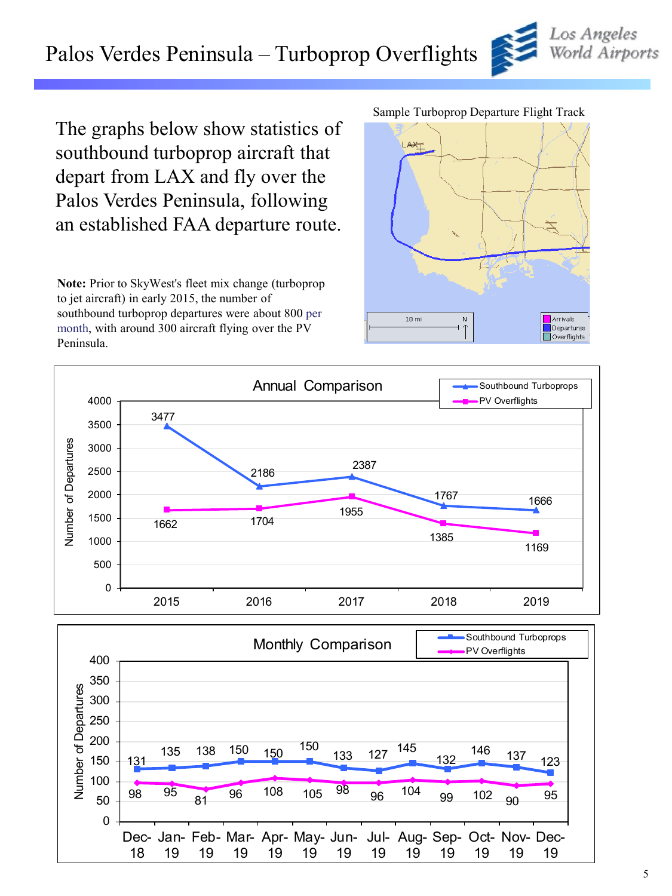# Palos Verdes Peninsula – Turboprop Overflights

The graphs below show statistics of southbound turboprop aircraft that depart from LAX and fly over the Palos Verdes Peninsula, following an established FAA departure route.

**Note:** Prior to SkyWest's fleet mix change (turboprop to jet aircraft) in early 2015, the number of southbound turboprop departures were about 800 per month, with around 300 aircraft flying over the PV Peninsula.

Sample Turboprop Departure Flight Track

**Annual Comparison**

| Year | Southbound Turboprops | PV Overflights |
|---|---|---|
| 2015 | 3477 | 1662 |
| 2016 | 2186 | 1704 |
| 2017 | 2387 | 1955 |
| 2018 | 1767 | 1385 |
| 2019 | 1666 | 1169 |

**Monthly Comparison**

| Month | Southbound Turboprops | PV Overflights |
|---|---|---|
| Dec-18 | 131 | 98 |
| Jan-19 | 135 | 95 |
| Feb-19 | 138 | 81 |
| Mar-19 | 150 | 96 |
| Apr-19 | 150 | 108 |
| May-19 | 150 | 105 |
| Jun-19 | 133 | 98 |
| Jul-19 | 127 | 96 |
| Aug-19 | 145 | 104 |
| Sep-19 | 132 | 99 |
| Oct-19 | 146 | 102 |
| Nov-19 | 137 | 90 |
| Dec-19 | 123 | 95 |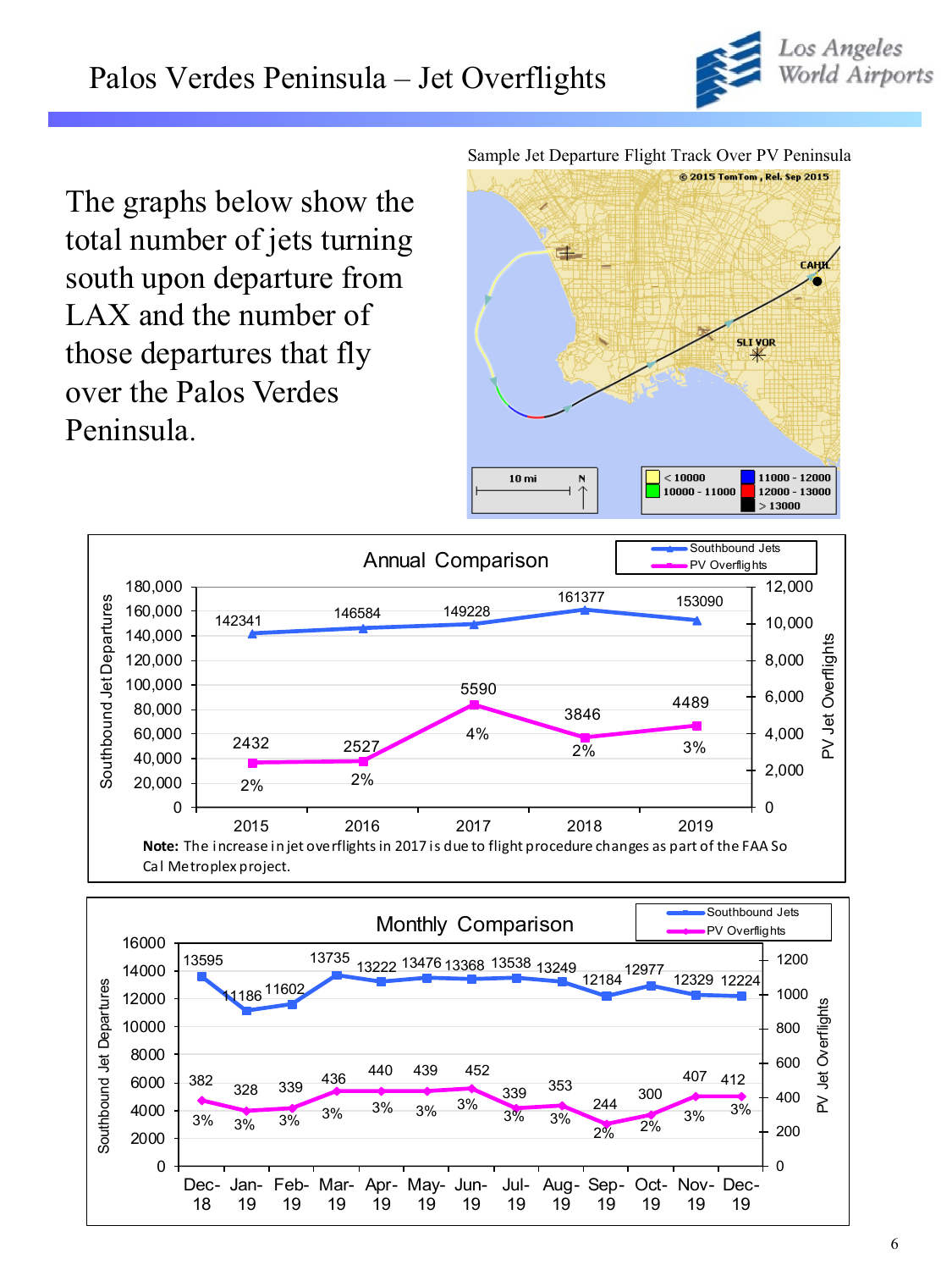# Palos Verdes Peninsula – Jet Overflights

The graphs below show the total number of jets turning south upon departure from LAX and the number of those departures that fly over the Palos Verdes Peninsula.

Sample Jet Departure Flight Track Over PV Peninsula

## Annual Comparison

| Year | Southbound Jets | PV Overflights | % |
|---|---|---|---|
| 2015 | 142341 | 2432 | 2% |
| 2016 | 146584 | 2527 | 2% |
| 2017 | 149228 | 5590 | 4% |
| 2018 | 161377 | 3846 | 2% |
| 2019 | 153090 | 4489 | 3% |

**Note:** The increase in jet overflights in 2017 is due to flight procedure changes as part of the FAA So Cal Metroplex project.

## Monthly Comparison

| Month | Southbound Jets | PV Overflights | % |
|---|---|---|---|
| Dec-18 | 13595 | 382 | 3% |
| Jan-19 | 11186 | 328 | 3% |
| Feb-19 | 11602 | 339 | 3% |
| Mar-19 | 13735 | 436 | 3% |
| Apr-19 | 13222 | 440 | 3% |
| May-19 | 13476 | 439 | 3% |
| Jun-19 | 13368 | 452 | 3% |
| Jul-19 | 13538 | 339 | 3% |
| Aug-19 | 13249 | 353 | 3% |
| Sep-19 | 12184 | 244 | 2% |
| Oct-19 | 12977 | 300 | 2% |
| Nov-19 | 12329 | 407 | 3% |
| Dec-19 | 12224 | 412 | 3% |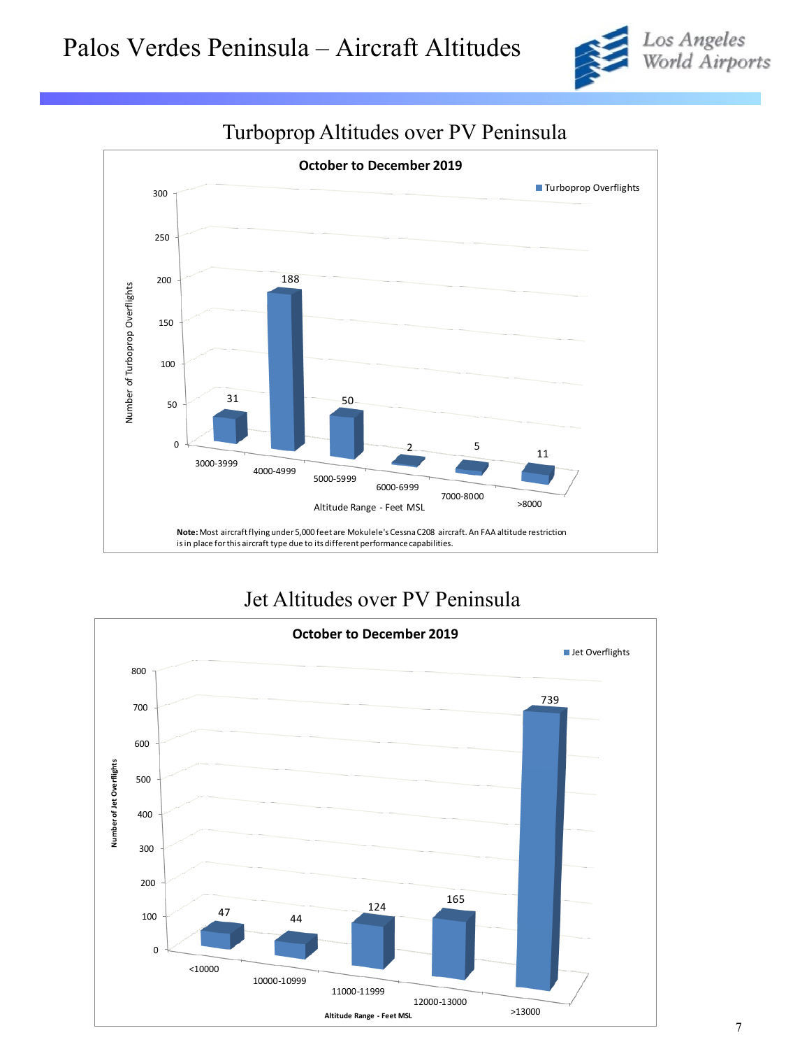# Palos Verdes Peninsula – Aircraft Altitudes

Los Angeles World Airports

## Turboprop Altitudes over PV Peninsula

October to December 2019

Turboprop Overflights

Number of Turboprop Overflights

300
250
200
150
100
50
0

31
188
50
2
5
11

3000-3999
4000-4999
5000-5999
6000-6999
7000-8000
>8000

Altitude Range - Feet MSL

**Note:** Most aircraft flying under 5,000 feet are Mokulele's Cessna C208 aircraft. An FAA altitude restriction is in place for this aircraft type due to its different performance capabilities.

## Jet Altitudes over PV Peninsula

October to December 2019

Jet Overflights

Number of Jet Overflights

800
700
600
500
400
300
200
100
0

47
44
124
165
739

<10000
10000-10999
11000-11999
12000-13000
>13000

Altitude Range - Feet MSL